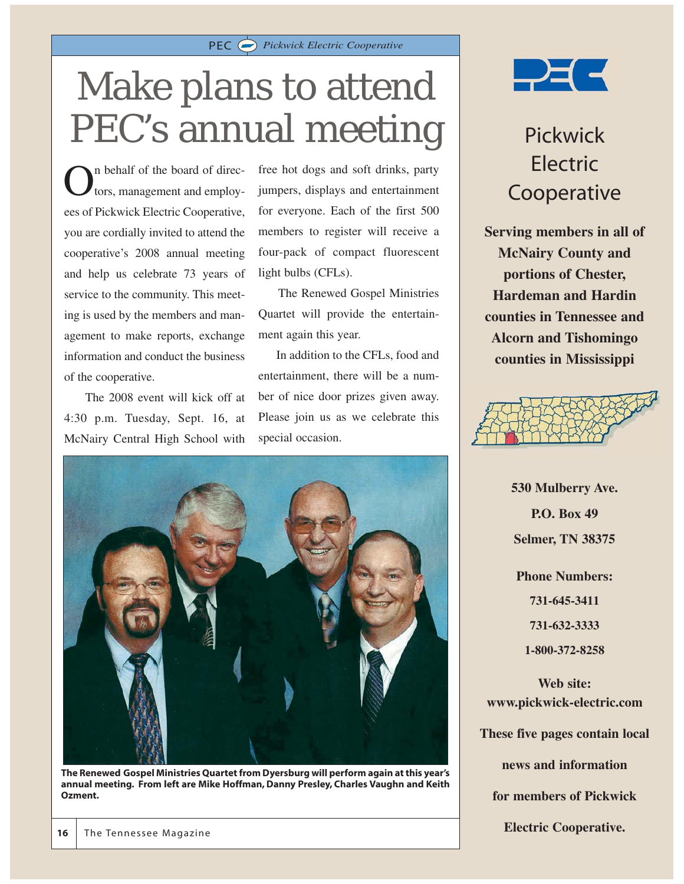# Make plans to attend PEC's annual meeting

On behalf of the board of directors, management and employees of Pickwick Electric Cooperative, you are cordially invited to attend the cooperative's 2008 annual meeting and help us celebrate 73 years of service to the community. This meeting is used by the members and management to make reports, exchange information and conduct the business of the cooperative.

The 2008 event will kick off at 4:30 p.m. Tuesday, Sept. 16, at McNairy Central High School with free hot dogs and soft drinks, party jumpers, displays and entertainment for everyone. Each of the first 500 members to register will receive a four-pack of compact fluorescent light bulbs (CFLs).

The Renewed Gospel Ministries Quartet will provide the entertainment again this year.

In addition to the CFLs, food and entertainment, there will be a number of nice door prizes given away. Please join us as we celebrate this special occasion.

**The Renewed Gospel Ministries Quartet from Dyersburg will perform again at this year's annual meeting. From left are Mike Hoffman, Danny Presley, Charles Vaughn and Keith Ozment.**

## Pickwick Electric Cooperative

**Serving members in all of McNairy County and portions of Chester, Hardeman and Hardin counties in Tennessee and Alcorn and Tishomingo counties in Mississippi**

**530 Mulberry Ave.**
**P.O. Box 49**
**Selmer, TN 38375**

**Phone Numbers:**
**731-645-3411**
**731-632-3333**
**1-800-372-8258**

**Web site:**
**www.pickwick-electric.com**

**These five pages contain local news and information for members of Pickwick Electric Cooperative.**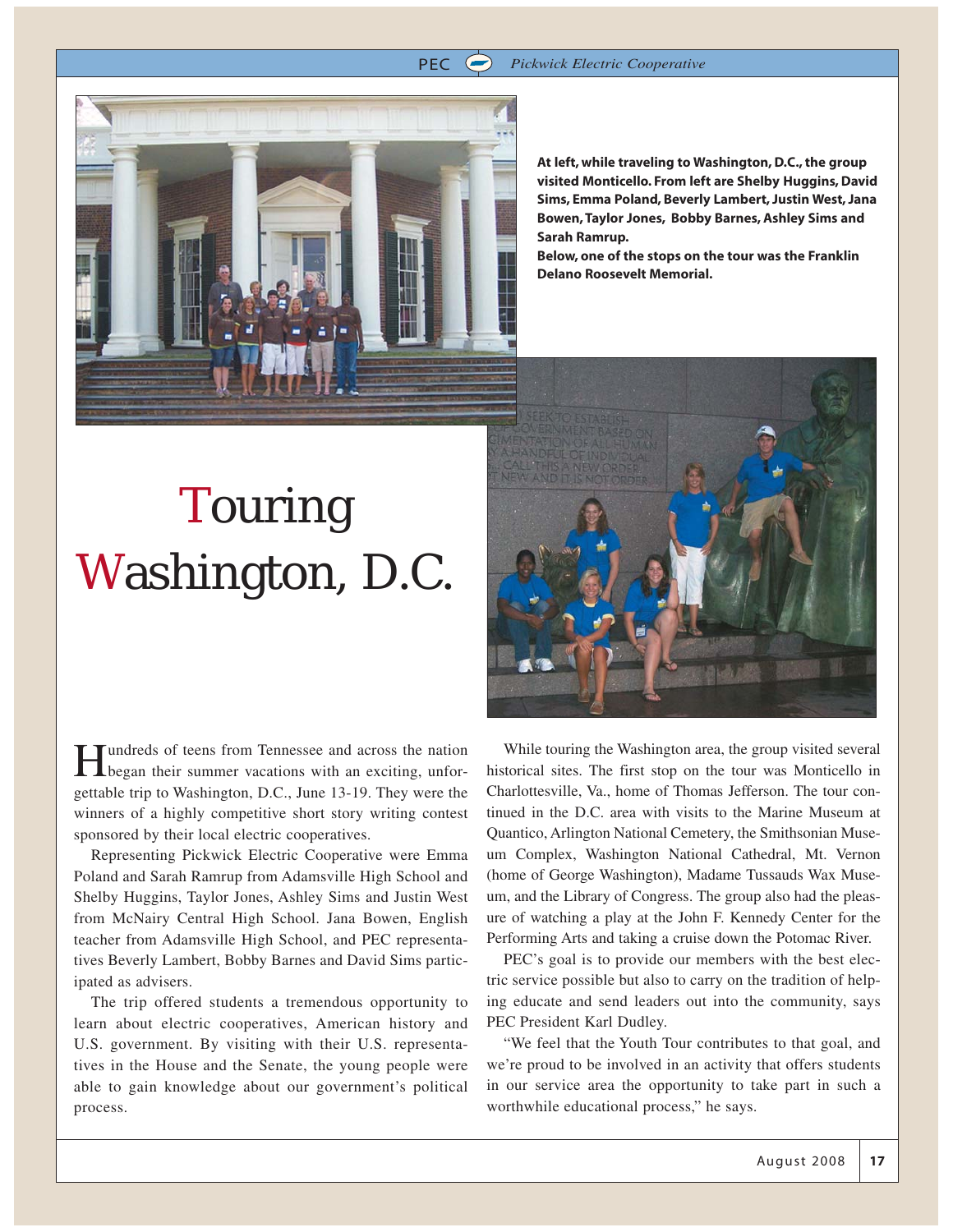At left, while traveling to Washington, D.C., the group visited Monticello. From left are Shelby Huggins, David Sims, Emma Poland, Beverly Lambert, Justin West, Jana Bowen, Taylor Jones, Bobby Barnes, Ashley Sims and Sarah Ramrup.
Below, one of the stops on the tour was the Franklin Delano Roosevelt Memorial.

# Touring Washington, D.C.

Hundreds of teens from Tennessee and across the nation began their summer vacations with an exciting, unforgettable trip to Washington, D.C., June 13-19. They were the winners of a highly competitive short story writing contest sponsored by their local electric cooperatives.

Representing Pickwick Electric Cooperative were Emma Poland and Sarah Ramrup from Adamsville High School and Shelby Huggins, Taylor Jones, Ashley Sims and Justin West from McNairy Central High School. Jana Bowen, English teacher from Adamsville High School, and PEC representatives Beverly Lambert, Bobby Barnes and David Sims participated as advisers.

The trip offered students a tremendous opportunity to learn about electric cooperatives, American history and U.S. government. By visiting with their U.S. representatives in the House and the Senate, the young people were able to gain knowledge about our government's political process.

While touring the Washington area, the group visited several historical sites. The first stop on the tour was Monticello in Charlottesville, Va., home of Thomas Jefferson. The tour continued in the D.C. area with visits to the Marine Museum at Quantico, Arlington National Cemetery, the Smithsonian Museum Complex, Washington National Cathedral, Mt. Vernon (home of George Washington), Madame Tussauds Wax Museum, and the Library of Congress. The group also had the pleasure of watching a play at the John F. Kennedy Center for the Performing Arts and taking a cruise down the Potomac River.

PEC's goal is to provide our members with the best electric service possible but also to carry on the tradition of helping educate and send leaders out into the community, says PEC President Karl Dudley.

"We feel that the Youth Tour contributes to that goal, and we're proud to be involved in an activity that offers students in our service area the opportunity to take part in such a worthwhile educational process," he says.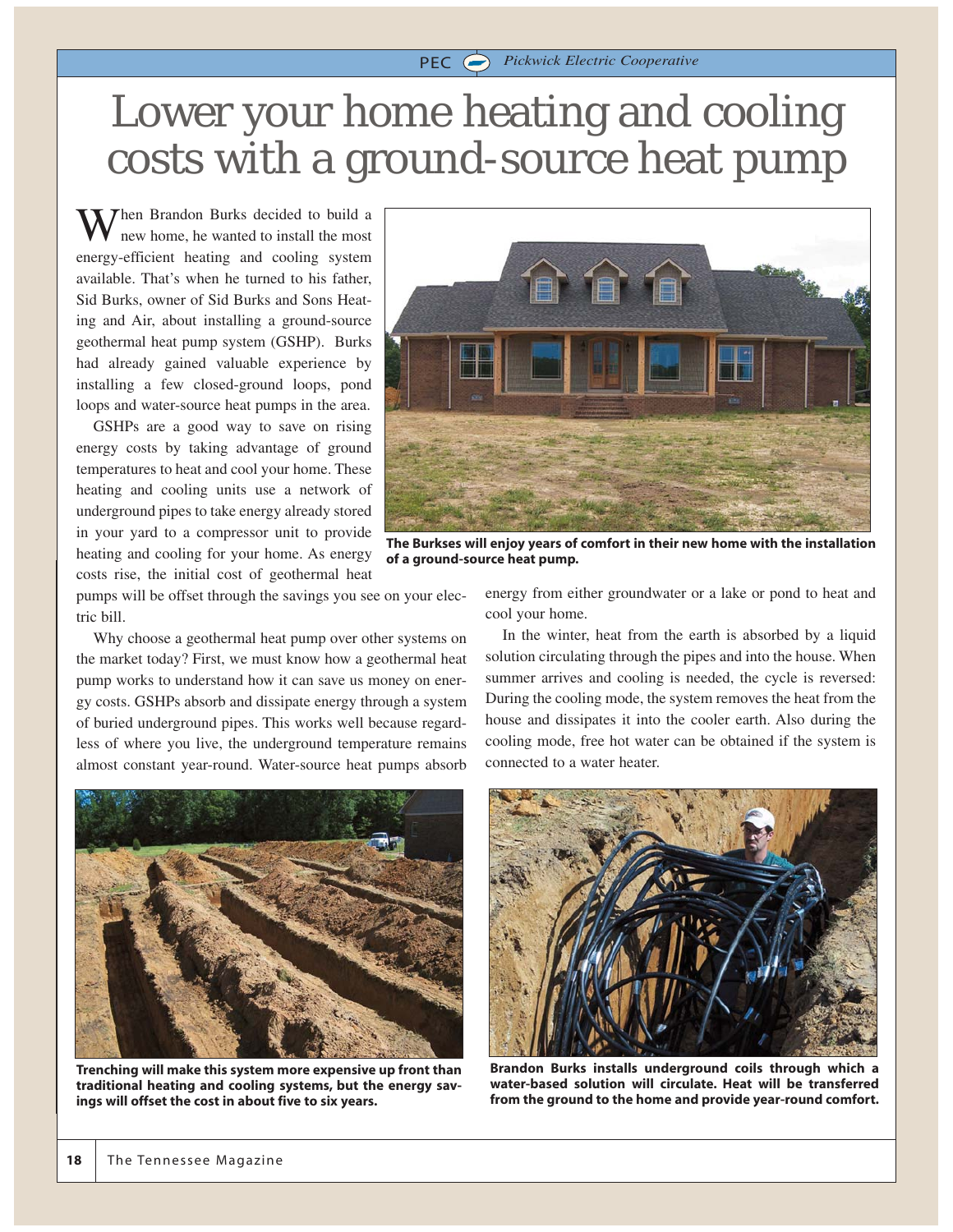# Lower your home heating and cooling costs with a ground-source heat pump

When Brandon Burks decided to build a new home, he wanted to install the most energy-efficient heating and cooling system available. That's when he turned to his father, Sid Burks, owner of Sid Burks and Sons Heating and Air, about installing a ground-source geothermal heat pump system (GSHP). Burks had already gained valuable experience by installing a few closed-ground loops, pond loops and water-source heat pumps in the area.

GSHPs are a good way to save on rising energy costs by taking advantage of ground temperatures to heat and cool your home. These heating and cooling units use a network of underground pipes to take energy already stored in your yard to a compressor unit to provide heating and cooling for your home. As energy costs rise, the initial cost of geothermal heat pumps will be offset through the savings you see on your electric bill.

**The Burkses will enjoy years of comfort in their new home with the installation of a ground-source heat pump.**

Why choose a geothermal heat pump over other systems on the market today? First, we must know how a geothermal heat pump works to understand how it can save us money on energy costs. GSHPs absorb and dissipate energy through a system of buried underground pipes. This works well because regardless of where you live, the underground temperature remains almost constant year-round. Water-source heat pumps absorb energy from either groundwater or a lake or pond to heat and cool your home.

In the winter, heat from the earth is absorbed by a liquid solution circulating through the pipes and into the house. When summer arrives and cooling is needed, the cycle is reversed: During the cooling mode, the system removes the heat from the house and dissipates it into the cooler earth. Also during the cooling mode, free hot water can be obtained if the system is connected to a water heater.

**Trenching will make this system more expensive up front than traditional heating and cooling systems, but the energy savings will offset the cost in about five to six years.**

**Brandon Burks installs underground coils through which a water-based solution will circulate. Heat will be transferred from the ground to the home and provide year-round comfort.**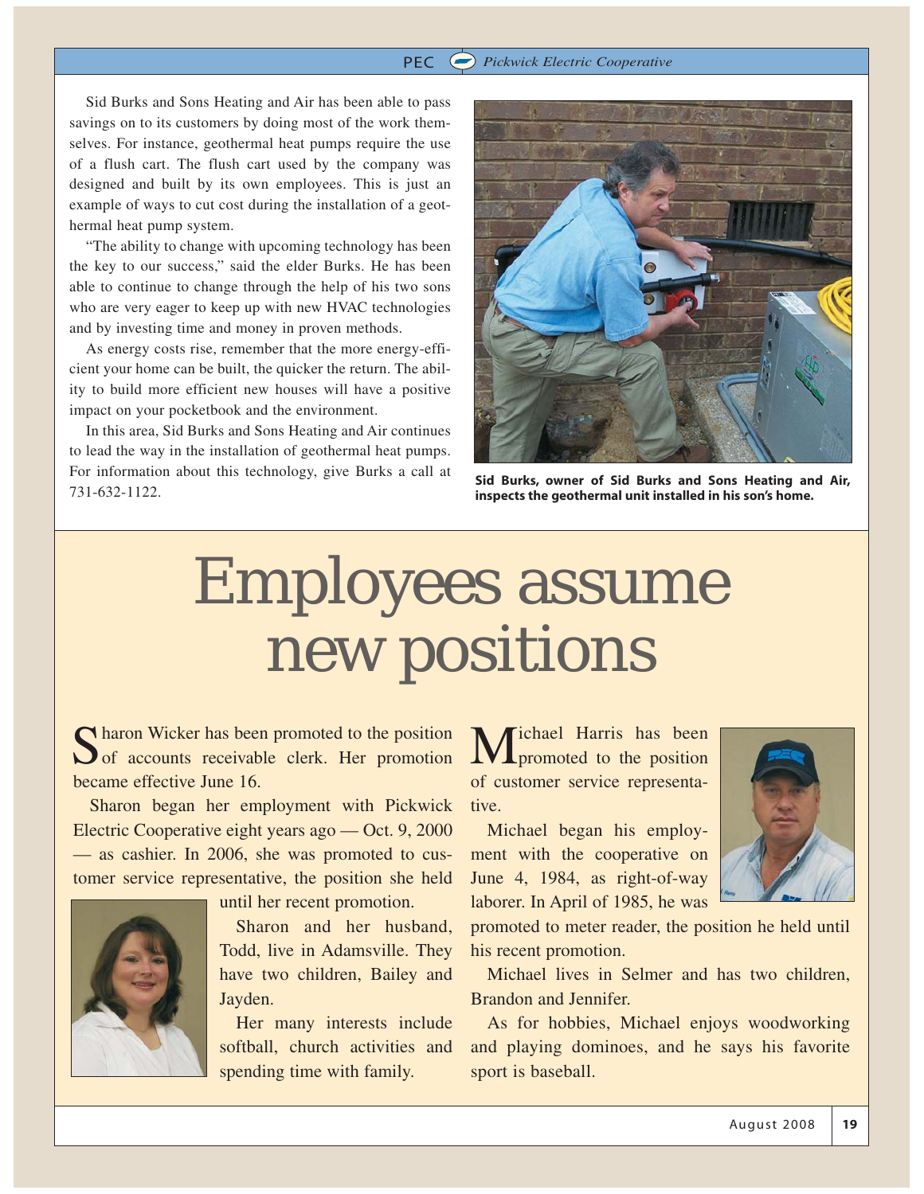Sid Burks and Sons Heating and Air has been able to pass savings on to its customers by doing most of the work themselves. For instance, geothermal heat pumps require the use of a flush cart. The flush cart used by the company was designed and built by its own employees. This is just an example of ways to cut cost during the installation of a geothermal heat pump system.

"The ability to change with upcoming technology has been the key to our success," said the elder Burks. He has been able to continue to change through the help of his two sons who are very eager to keep up with new HVAC technologies and by investing time and money in proven methods.

As energy costs rise, remember that the more energy-efficient your home can be built, the quicker the return. The ability to build more efficient new houses will have a positive impact on your pocketbook and the environment.

In this area, Sid Burks and Sons Heating and Air continues to lead the way in the installation of geothermal heat pumps. For information about this technology, give Burks a call at 731-632-1122.

**Sid Burks, owner of Sid Burks and Sons Heating and Air, inspects the geothermal unit installed in his son's home.**

# Employees assume new positions

Sharon Wicker has been promoted to the position of accounts receivable clerk. Her promotion became effective June 16.

Sharon began her employment with Pickwick Electric Cooperative eight years ago — Oct. 9, 2000 — as cashier. In 2006, she was promoted to customer service representative, the position she held until her recent promotion.

Sharon and her husband, Todd, live in Adamsville. They have two children, Bailey and Jayden.

Her many interests include softball, church activities and spending time with family.

Michael Harris has been promoted to the position of customer service representative.

Michael began his employment with the cooperative on June 4, 1984, as right-of-way laborer. In April of 1985, he was promoted to meter reader, the position he held until his recent promotion.

Michael lives in Selmer and has two children, Brandon and Jennifer.

As for hobbies, Michael enjoys woodworking and playing dominoes, and he says his favorite sport is baseball.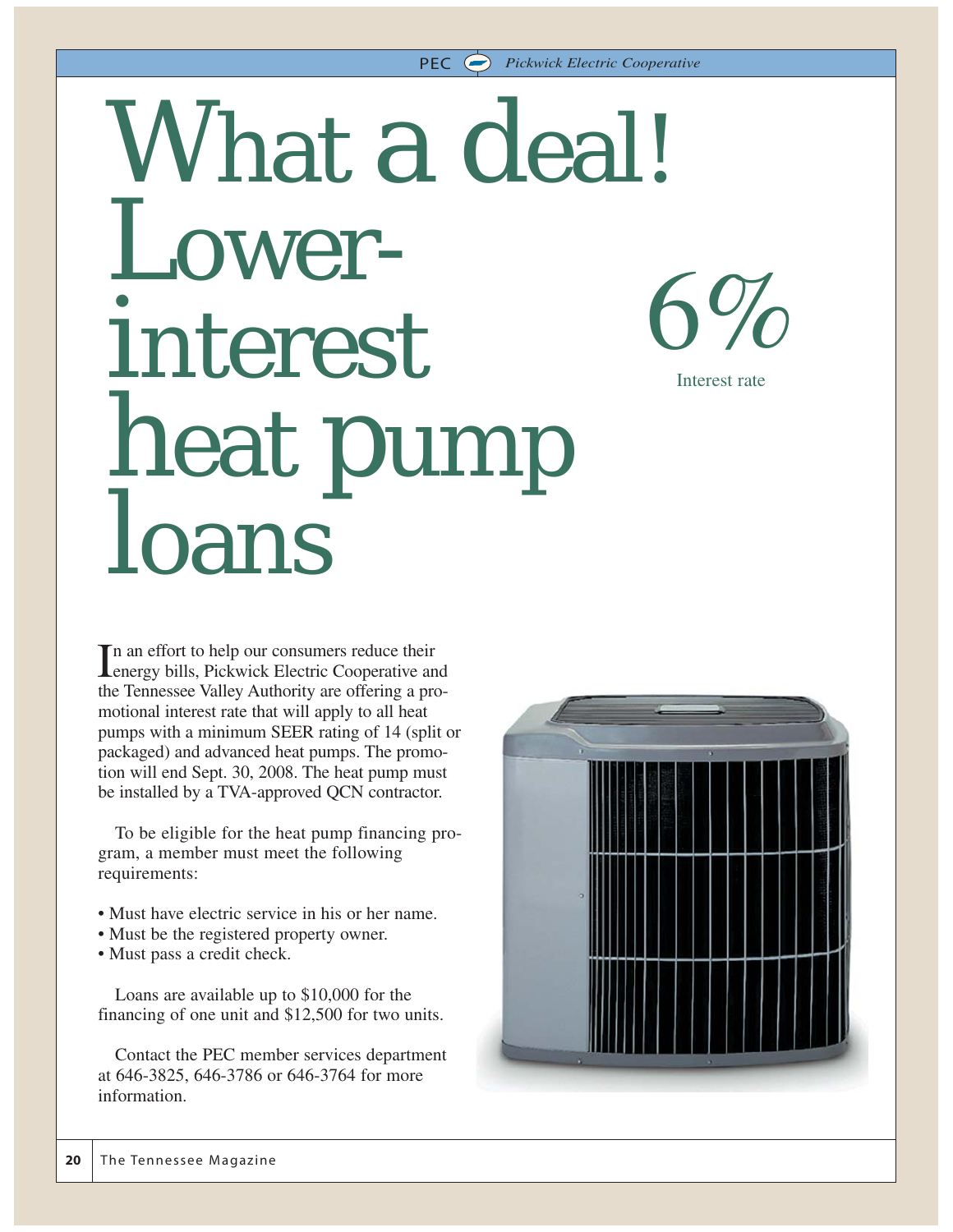# What a deal! Lower-interest heat pump loans

6%

Interest rate

In an effort to help our consumers reduce their energy bills, Pickwick Electric Cooperative and the Tennessee Valley Authority are offering a promotional interest rate that will apply to all heat pumps with a minimum SEER rating of 14 (split or packaged) and advanced heat pumps. The promotion will end Sept. 30, 2008. The heat pump must be installed by a TVA-approved QCN contractor.

To be eligible for the heat pump financing program, a member must meet the following requirements:

- Must have electric service in his or her name.
- Must be the registered property owner.
- Must pass a credit check.

Loans are available up to $10,000 for the financing of one unit and $12,500 for two units.

Contact the PEC member services department at 646-3825, 646-3786 or 646-3764 for more information.